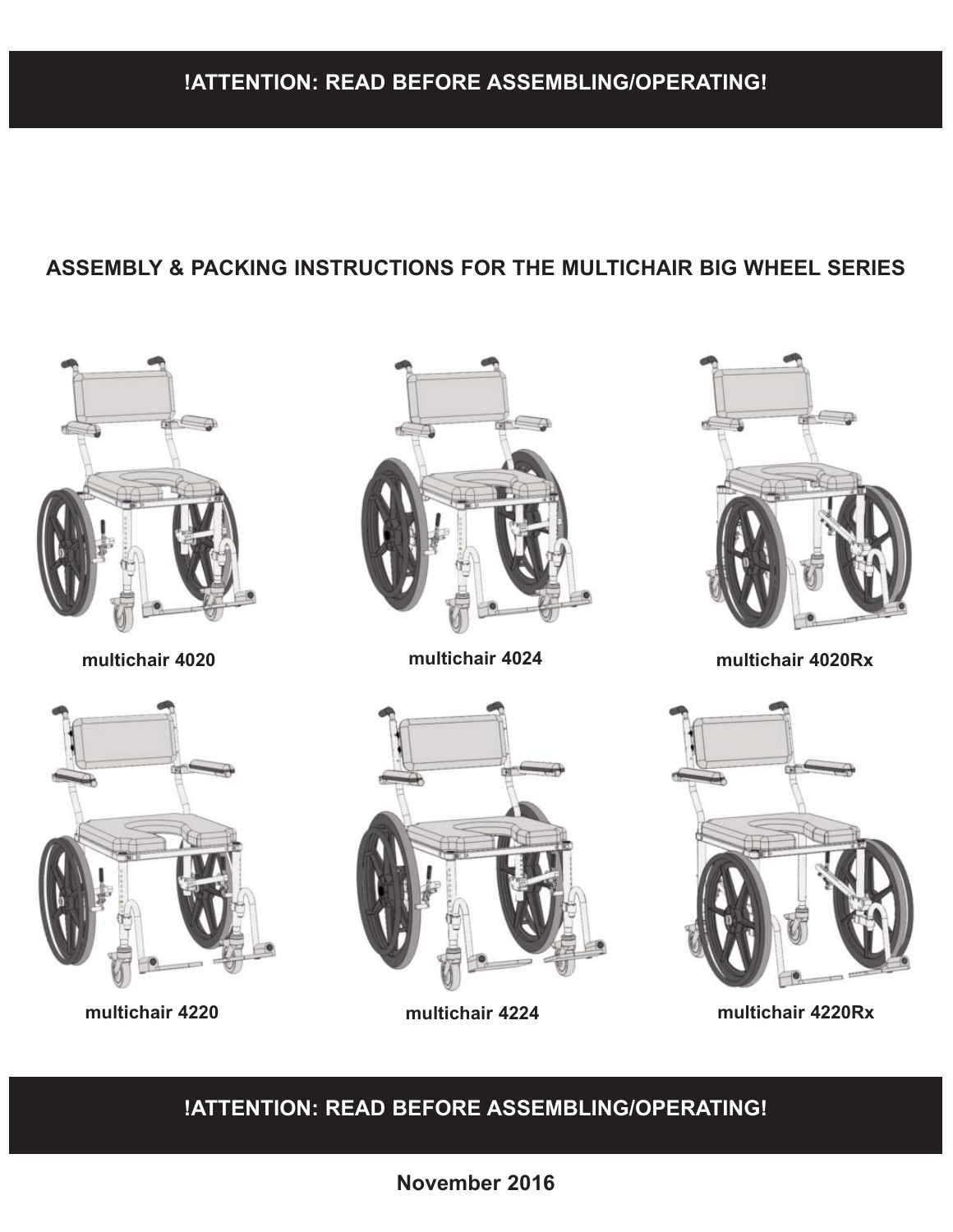**!ATTENTION: READ BEFORE ASSEMBLING/OPERATING!**

# ASSEMBLY & PACKING INSTRUCTIONS FOR THE MULTICHAIR BIG WHEEL SERIES

**multichair 4020**

**multichair 4024**

**multichair 4020Rx**

**multichair 4220**

**multichair 4224**

**multichair 4220Rx**

**!ATTENTION: READ BEFORE ASSEMBLING/OPERATING!**

**November 2016**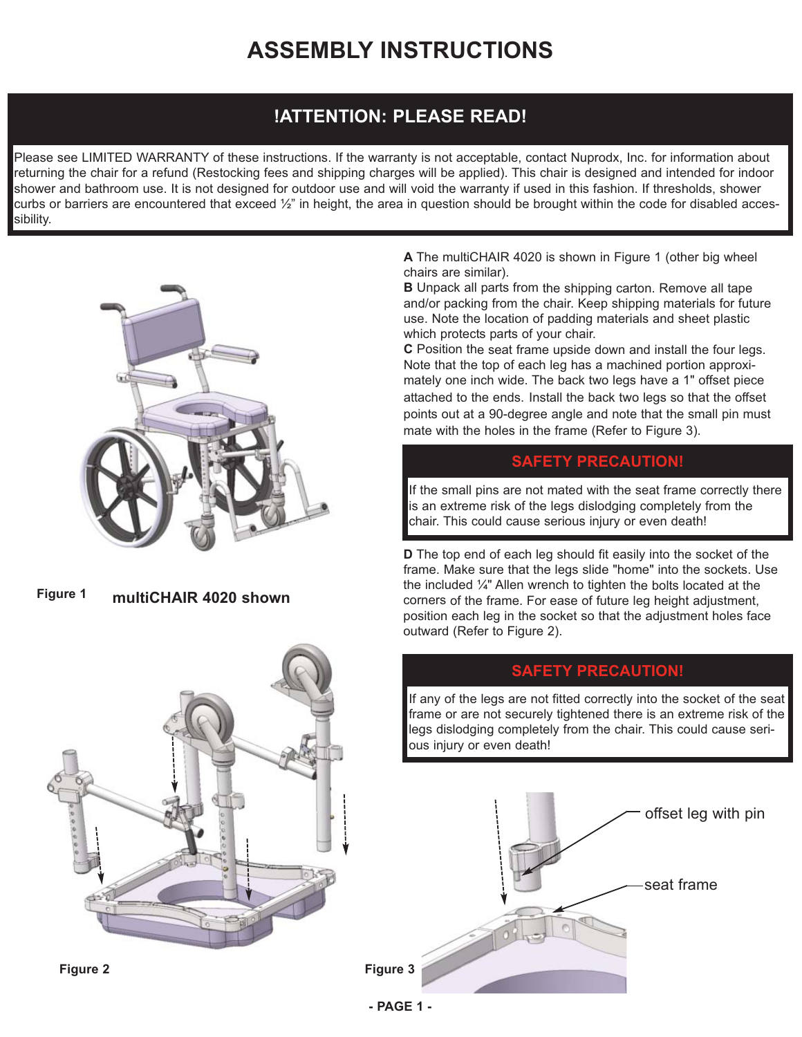# ASSEMBLY INSTRUCTIONS

## !ATTENTION: PLEASE READ!

Please see LIMITED WARRANTY of these instructions. If the warranty is not acceptable, contact Nuprodx, Inc. for information about returning the chair for a refund (Restocking fees and shipping charges will be applied). This chair is designed and intended for indoor shower and bathroom use. It is not designed for outdoor use and will void the warranty if used in this fashion. If thresholds, shower curbs or barriers are encountered that exceed ½" in height, the area in question should be brought within the code for disabled accessibility.

**A** The multiCHAIR 4020 is shown in Figure 1 (other big wheel chairs are similar).

**B** Unpack all parts from the shipping carton. Remove all tape and/or packing from the chair. Keep shipping materials for future use. Note the location of padding materials and sheet plastic which protects parts of your chair.

**C** Position the seat frame upside down and install the four legs. Note that the top of each leg has a machined portion approximately one inch wide. The back two legs have a 1" offset piece attached to the ends. Install the back two legs so that the offset points out at a 90-degree angle and note that the small pin must mate with the holes in the frame (Refer to Figure 3).

### SAFETY PRECAUTION!

If the small pins are not mated with the seat frame correctly there is an extreme risk of the legs dislodging completely from the chair. This could cause serious injury or even death!

**D** The top end of each leg should fit easily into the socket of the frame. Make sure that the legs slide "home" into the sockets. Use the included ¼" Allen wrench to tighten the bolts located at the corners of the frame. For ease of future leg height adjustment, position each leg in the socket so that the adjustment holes face outward (Refer to Figure 2).

### SAFETY PRECAUTION!

If any of the legs are not fitted correctly into the socket of the seat frame or are not securely tightened there is an extreme risk of the legs dislodging completely from the chair. This could cause serious injury or even death!

**Figure 1** **multiCHAIR 4020 shown**

**Figure 2**

offset leg with pin

seat frame

**Figure 3**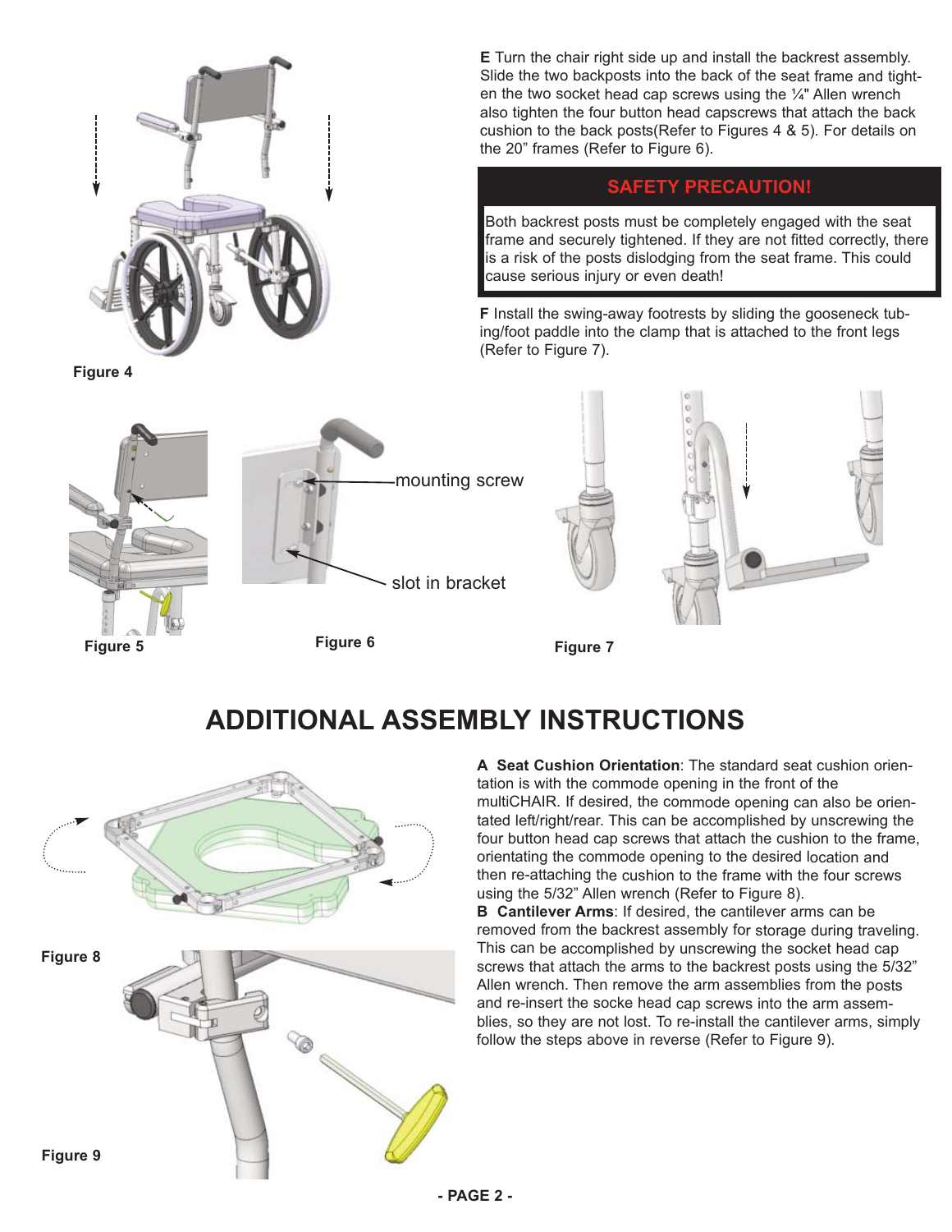**E** Turn the chair right side up and install the backrest assembly. Slide the two backposts into the back of the seat frame and tighten the two socket head cap screws using the ¼" Allen wrench also tighten the four button head capscrews that attach the back cushion to the back posts(Refer to Figures 4 & 5). For details on the 20" frames (Refer to Figure 6).

**SAFETY PRECAUTION!**

Both backrest posts must be completely engaged with the seat frame and securely tightened. If they are not fitted correctly, there is a risk of the posts dislodging from the seat frame. This could cause serious injury or even death!

**F** Install the swing-away footrests by sliding the gooseneck tubing/foot paddle into the clamp that is attached to the front legs (Refer to Figure 7).

Figure 4

mounting screw

slot in bracket

Figure 5

Figure 6

Figure 7

## ADDITIONAL ASSEMBLY INSTRUCTIONS

**A Seat Cushion Orientation**: The standard seat cushion orientation is with the commode opening in the front of the multiCHAIR. If desired, the commode opening can also be orientated left/right/rear. This can be accomplished by unscrewing the four button head cap screws that attach the cushion to the frame, orientating the commode opening to the desired location and then re-attaching the cushion to the frame with the four screws using the 5/32" Allen wrench (Refer to Figure 8).

**B Cantilever Arms**: If desired, the cantilever arms can be removed from the backrest assembly for storage during traveling. This can be accomplished by unscrewing the socket head cap screws that attach the arms to the backrest posts using the 5/32" Allen wrench. Then remove the arm assemblies from the posts and re-insert the socke head cap screws into the arm assemblies, so they are not lost. To re-install the cantilever arms, simply follow the steps above in reverse (Refer to Figure 9).

Figure 8

Figure 9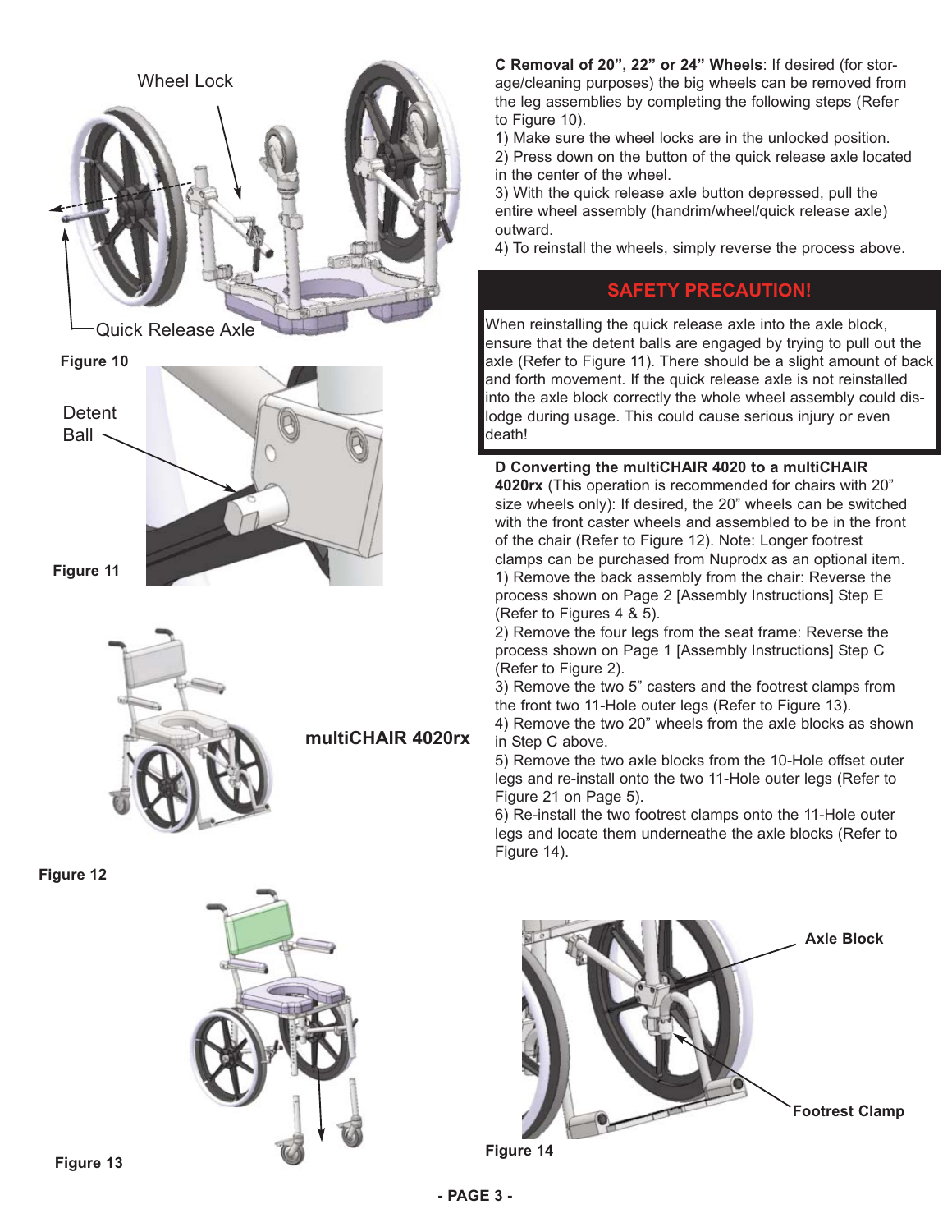Wheel Lock

Quick Release Axle

Figure 10

Detent Ball

Figure 11

multiCHAIR 4020rx

Figure 12

Figure 13

**C Removal of 20", 22" or 24" Wheels**: If desired (for storage/cleaning purposes) the big wheels can be removed from the leg assemblies by completing the following steps (Refer to Figure 10).

1) Make sure the wheel locks are in the unlocked position.
2) Press down on the button of the quick release axle located in the center of the wheel.
3) With the quick release axle button depressed, pull the entire wheel assembly (handrim/wheel/quick release axle) outward.
4) To reinstall the wheels, simply reverse the process above.

**SAFETY PRECAUTION!**

When reinstalling the quick release axle into the axle block, ensure that the detent balls are engaged by trying to pull out the axle (Refer to Figure 11). There should be a slight amount of back and forth movement. If the quick release axle is not reinstalled into the axle block correctly the whole wheel assembly could dislodge during usage. This could cause serious injury or even death!

**D Converting the multiCHAIR 4020 to a multiCHAIR 4020rx** (This operation is recommended for chairs with 20" size wheels only): If desired, the 20" wheels can be switched with the front caster wheels and assembled to be in the front of the chair (Refer to Figure 12). Note: Longer footrest clamps can be purchased from Nuprodx as an optional item.

1) Remove the back assembly from the chair: Reverse the process shown on Page 2 [Assembly Instructions] Step E (Refer to Figures 4 & 5).
2) Remove the four legs from the seat frame: Reverse the process shown on Page 1 [Assembly Instructions] Step C (Refer to Figure 2).
3) Remove the two 5" casters and the footrest clamps from the front two 11-Hole outer legs (Refer to Figure 13).
4) Remove the two 20" wheels from the axle blocks as shown in Step C above.
5) Remove the two axle blocks from the 10-Hole offset outer legs and re-install onto the two 11-Hole outer legs (Refer to Figure 21 on Page 5).
6) Re-install the two footrest clamps onto the 11-Hole outer legs and locate them underneathe the axle blocks (Refer to Figure 14).

Axle Block

Footrest Clamp

Figure 14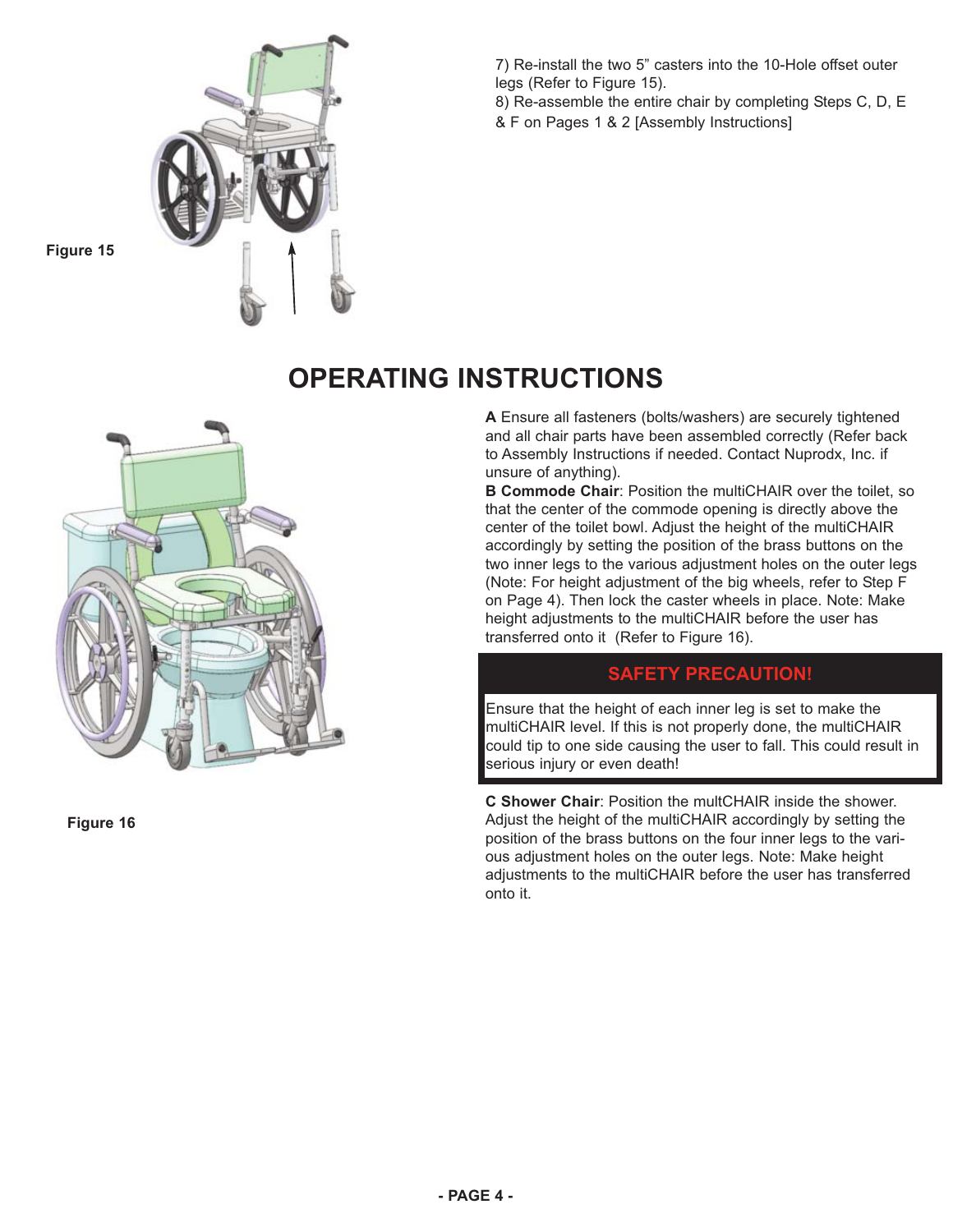Figure 15

7) Re-install the two 5" casters into the 10-Hole offset outer legs (Refer to Figure 15).

8) Re-assemble the entire chair by completing Steps C, D, E & F on Pages 1 & 2 [Assembly Instructions]

# OPERATING INSTRUCTIONS

Figure 16

**A** Ensure all fasteners (bolts/washers) are securely tightened and all chair parts have been assembled correctly (Refer back to Assembly Instructions if needed. Contact Nuprodx, Inc. if unsure of anything).

**B Commode Chair**: Position the multiCHAIR over the toilet, so that the center of the commode opening is directly above the center of the toilet bowl. Adjust the height of the multiCHAIR accordingly by setting the position of the brass buttons on the two inner legs to the various adjustment holes on the outer legs (Note: For height adjustment of the big wheels, refer to Step F on Page 4). Then lock the caster wheels in place. Note: Make height adjustments to the multiCHAIR before the user has transferred onto it (Refer to Figure 16).

**SAFETY PRECAUTION!**

Ensure that the height of each inner leg is set to make the multiCHAIR level. If this is not properly done, the multiCHAIR could tip to one side causing the user to fall. This could result in serious injury or even death!

**C Shower Chair**: Position the multCHAIR inside the shower. Adjust the height of the multiCHAIR accordingly by setting the position of the brass buttons on the four inner legs to the various adjustment holes on the outer legs. Note: Make height adjustments to the multiCHAIR before the user has transferred onto it.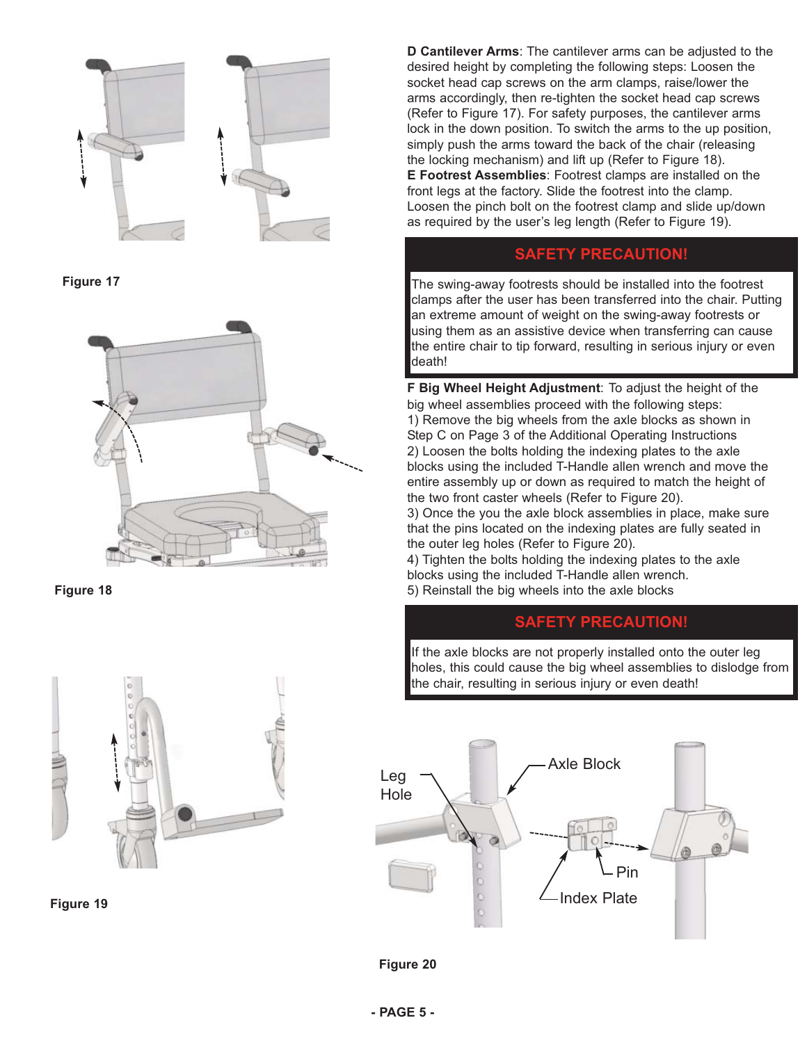Figure 17

Figure 18

Figure 19

**D Cantilever Arms**: The cantilever arms can be adjusted to the desired height by completing the following steps: Loosen the socket head cap screws on the arm clamps, raise/lower the arms accordingly, then re-tighten the socket head cap screws (Refer to Figure 17). For safety purposes, the cantilever arms lock in the down position. To switch the arms to the up position, simply push the arms toward the back of the chair (releasing the locking mechanism) and lift up (Refer to Figure 18).

**E Footrest Assemblies**: Footrest clamps are installed on the front legs at the factory. Slide the footrest into the clamp. Loosen the pinch bolt on the footrest clamp and slide up/down as required by the user's leg length (Refer to Figure 19).

## SAFETY PRECAUTION!

The swing-away footrests should be installed into the footrest clamps after the user has been transferred into the chair. Putting an extreme amount of weight on the swing-away footrests or using them as an assistive device when transferring can cause the entire chair to tip forward, resulting in serious injury or even death!

**F Big Wheel Height Adjustment**: To adjust the height of the big wheel assemblies proceed with the following steps:

1) Remove the big wheels from the axle blocks as shown in Step C on Page 3 of the Additional Operating Instructions
2) Loosen the bolts holding the indexing plates to the axle blocks using the included T-Handle allen wrench and move the entire assembly up or down as required to match the height of the two front caster wheels (Refer to Figure 20).
3) Once the you the axle block assemblies in place, make sure that the pins located on the indexing plates are fully seated in the outer leg holes (Refer to Figure 20).
4) Tighten the bolts holding the indexing plates to the axle blocks using the included T-Handle allen wrench.
5) Reinstall the big wheels into the axle blocks

## SAFETY PRECAUTION!

If the axle blocks are not properly installed onto the outer leg holes, this could cause the big wheel assemblies to dislodge from the chair, resulting in serious injury or even death!

Leg Hole

Axle Block

Pin

Index Plate

Figure 20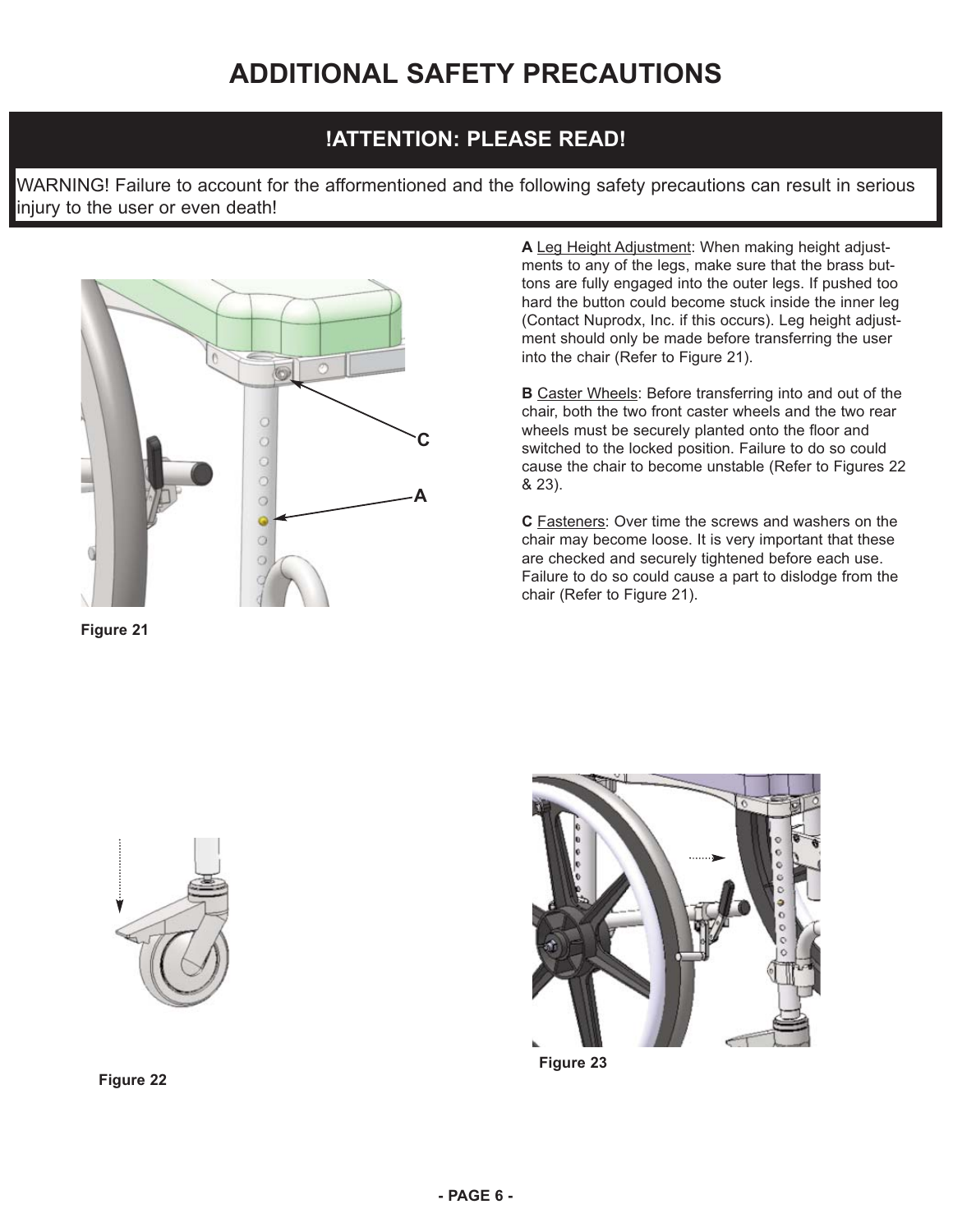# ADDITIONAL SAFETY PRECAUTIONS

## !ATTENTION: PLEASE READ!

WARNING! Failure to account for the afformentioned and the following safety precautions can result in serious injury to the user or even death!

C

A

Figure 21

**A** Leg Height Adjustment: When making height adjustments to any of the legs, make sure that the brass buttons are fully engaged into the outer legs. If pushed too hard the button could become stuck inside the inner leg (Contact Nuprodx, Inc. if this occurs). Leg height adjustment should only be made before transferring the user into the chair (Refer to Figure 21).

**B** Caster Wheels: Before transferring into and out of the chair, both the two front caster wheels and the two rear wheels must be securely planted onto the floor and switched to the locked position. Failure to do so could cause the chair to become unstable (Refer to Figures 22 & 23).

**C** Fasteners: Over time the screws and washers on the chair may become loose. It is very important that these are checked and securely tightened before each use. Failure to do so could cause a part to dislodge from the chair (Refer to Figure 21).

Figure 22

Figure 23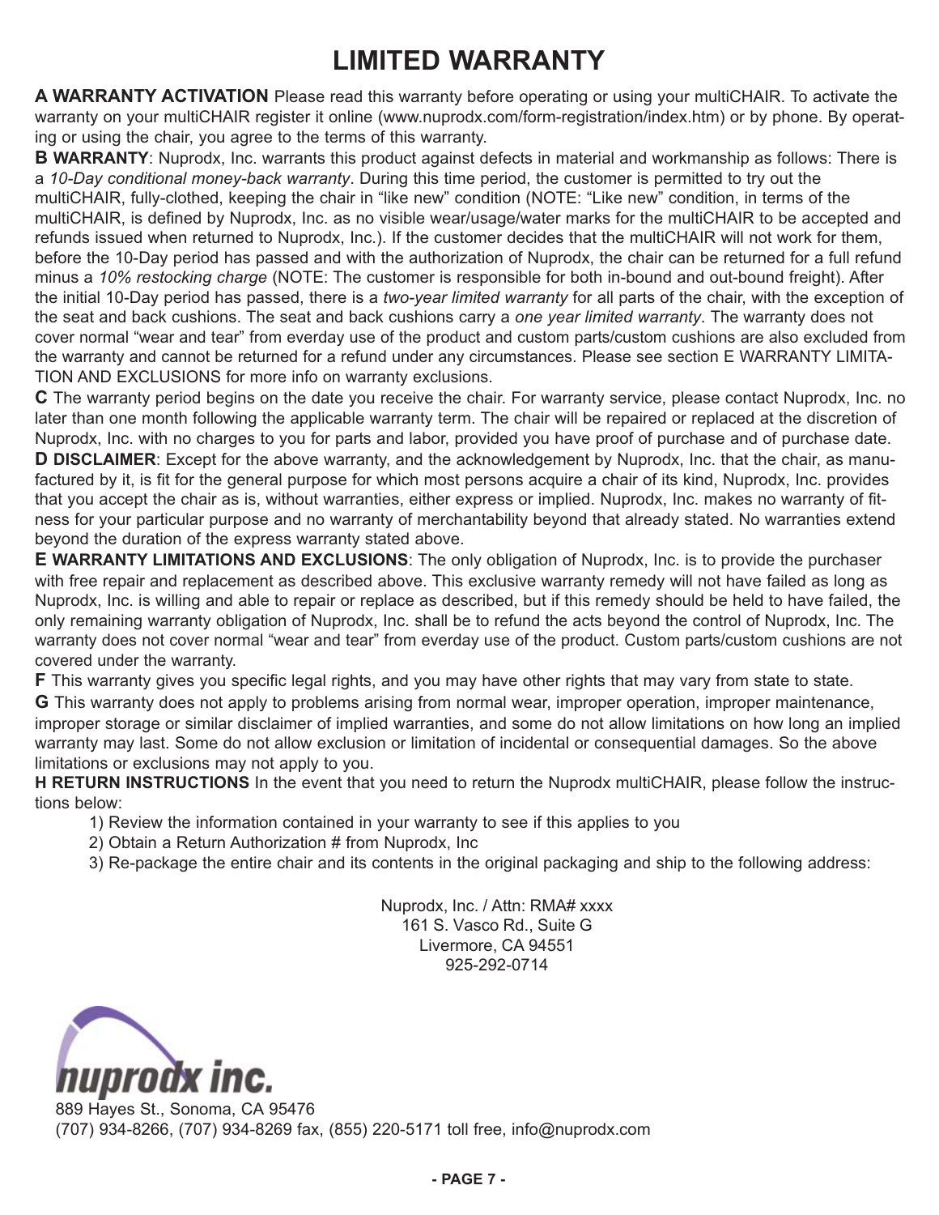# LIMITED WARRANTY

**A WARRANTY ACTIVATION** Please read this warranty before operating or using your multiCHAIR. To activate the warranty on your multiCHAIR register it online (www.nuprodx.com/form-registration/index.htm) or by phone. By operating or using the chair, you agree to the terms of this warranty.

**B WARRANTY**: Nuprodx, Inc. warrants this product against defects in material and workmanship as follows: There is a *10-Day conditional money-back warranty*. During this time period, the customer is permitted to try out the multiCHAIR, fully-clothed, keeping the chair in "like new" condition (NOTE: "Like new" condition, in terms of the multiCHAIR, is defined by Nuprodx, Inc. as no visible wear/usage/water marks for the multiCHAIR to be accepted and refunds issued when returned to Nuprodx, Inc.). If the customer decides that the multiCHAIR will not work for them, before the 10-Day period has passed and with the authorization of Nuprodx, the chair can be returned for a full refund minus a *10% restocking charge* (NOTE: The customer is responsible for both in-bound and out-bound freight). After the initial 10-Day period has passed, there is a *two-year limited warranty* for all parts of the chair, with the exception of the seat and back cushions. The seat and back cushions carry a *one year limited warranty*. The warranty does not cover normal "wear and tear" from everday use of the product and custom parts/custom cushions are also excluded from the warranty and cannot be returned for a refund under any circumstances. Please see section E WARRANTY LIMITATION AND EXCLUSIONS for more info on warranty exclusions.

**C** The warranty period begins on the date you receive the chair. For warranty service, please contact Nuprodx, Inc. no later than one month following the applicable warranty term. The chair will be repaired or replaced at the discretion of Nuprodx, Inc. with no charges to you for parts and labor, provided you have proof of purchase and of purchase date.

**D DISCLAIMER**: Except for the above warranty, and the acknowledgement by Nuprodx, Inc. that the chair, as manufactured by it, is fit for the general purpose for which most persons acquire a chair of its kind, Nuprodx, Inc. provides that you accept the chair as is, without warranties, either express or implied. Nuprodx, Inc. makes no warranty of fitness for your particular purpose and no warranty of merchantability beyond that already stated. No warranties extend beyond the duration of the express warranty stated above.

**E WARRANTY LIMITATIONS AND EXCLUSIONS**: The only obligation of Nuprodx, Inc. is to provide the purchaser with free repair and replacement as described above. This exclusive warranty remedy will not have failed as long as Nuprodx, Inc. is willing and able to repair or replace as described, but if this remedy should be held to have failed, the only remaining warranty obligation of Nuprodx, Inc. shall be to refund the acts beyond the control of Nuprodx, Inc. The warranty does not cover normal "wear and tear" from everday use of the product. Custom parts/custom cushions are not covered under the warranty.

**F** This warranty gives you specific legal rights, and you may have other rights that may vary from state to state.

**G** This warranty does not apply to problems arising from normal wear, improper operation, improper maintenance, improper storage or similar disclaimer of implied warranties, and some do not allow limitations on how long an implied warranty may last. Some do not allow exclusion or limitation of incidental or consequential damages. So the above limitations or exclusions may not apply to you.

**H RETURN INSTRUCTIONS** In the event that you need to return the Nuprodx multiCHAIR, please follow the instructions below:

1) Review the information contained in your warranty to see if this applies to you
2) Obtain a Return Authorization # from Nuprodx, Inc
3) Re-package the entire chair and its contents in the original packaging and ship to the following address:

Nuprodx, Inc. / Attn: RMA# xxxx
161 S. Vasco Rd., Suite G
Livermore, CA 94551
925-292-0714

nuprodx inc.
889 Hayes St., Sonoma, CA 95476
(707) 934-8266, (707) 934-8269 fax, (855) 220-5171 toll free, info@nuprodx.com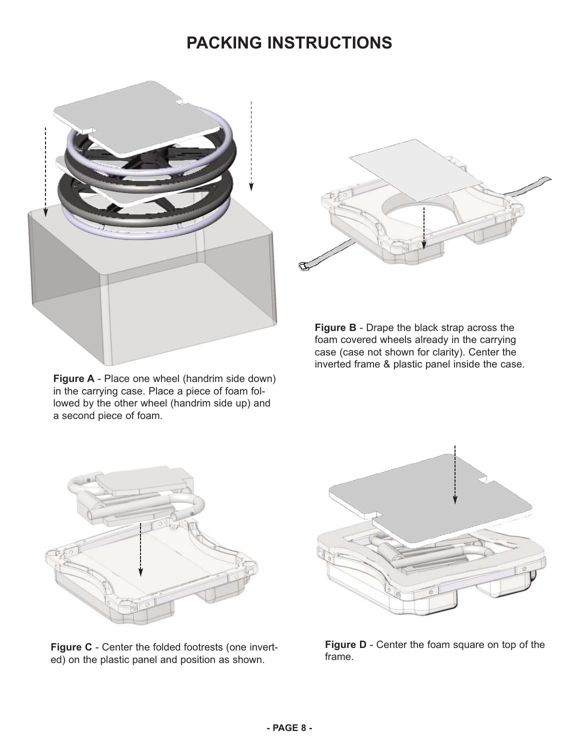# PACKING INSTRUCTIONS

**Figure A** - Place one wheel (handrim side down) in the carrying case. Place a piece of foam followed by the other wheel (handrim side up) and a second piece of foam.

**Figure B** - Drape the black strap across the foam covered wheels already in the carrying case (case not shown for clarity). Center the inverted frame & plastic panel inside the case.

**Figure C** - Center the folded footrests (one inverted) on the plastic panel and position as shown.

**Figure D** - Center the foam square on top of the frame.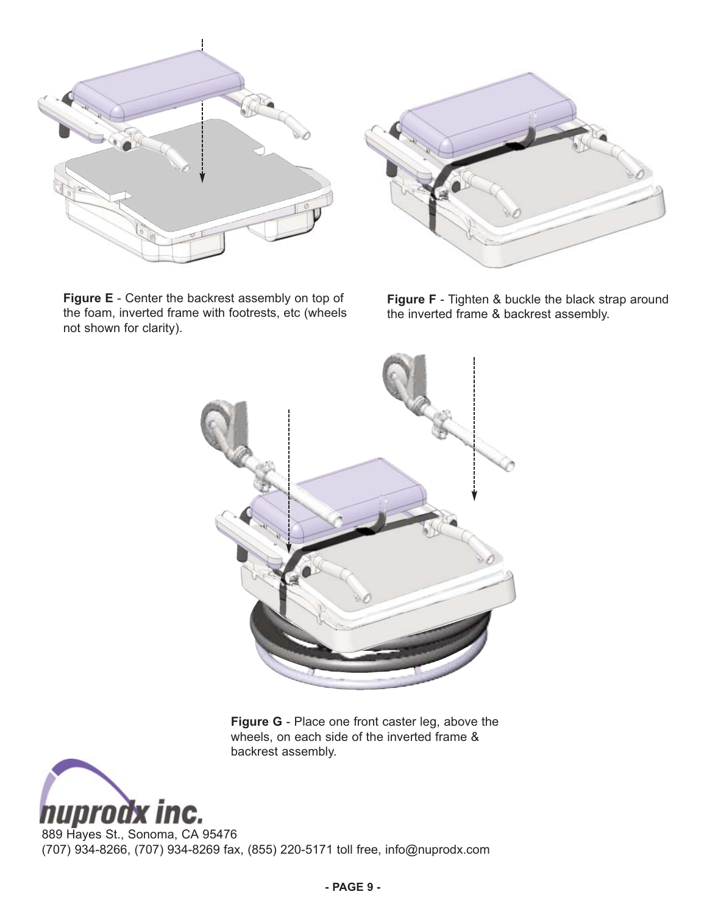**Figure E** - Center the backrest assembly on top of the foam, inverted frame with footrests, etc (wheels not shown for clarity).

**Figure F** - Tighten & buckle the black strap around the inverted frame & backrest assembly.

**Figure G** - Place one front caster leg, above the wheels, on each side of the inverted frame & backrest assembly.

nuprodx inc.

889 Hayes St., Sonoma, CA 95476

(707) 934-8266, (707) 934-8269 fax, (855) 220-5171 toll free, info@nuprodx.com